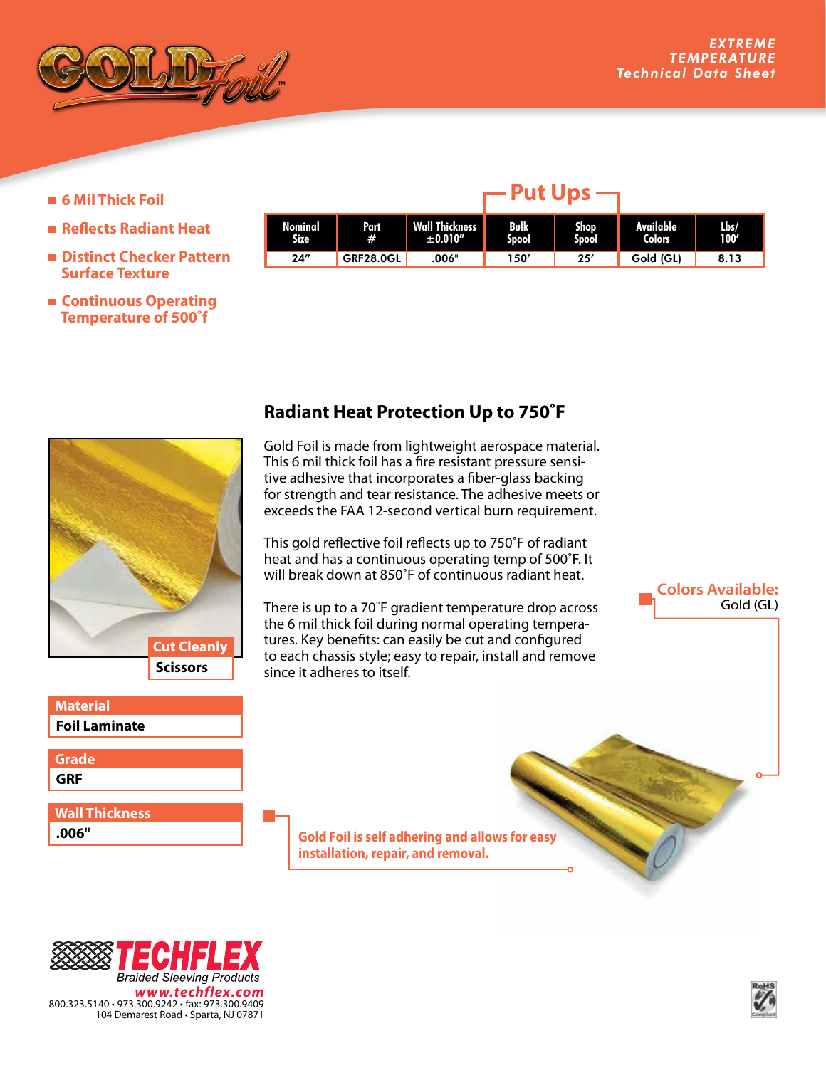# GOLD Foil™

*EXTREME TEMPERATURE Technical Data Sheet*

- 6 Mil Thick Foil
- Reflects Radiant Heat
- Distinct Checker Pattern Surface Texture
- Continuous Operating Temperature of 500˚f

| Nominal Size | Part # | Wall Thickness ±0.010" | Put Ups: Bulk Spool | Put Ups: Shop Spool | Available Colors | Lbs/ 100' |
|---|---|---|---|---|---|---|
| 24" | GRF28.0GL | .006" | 150' | 25' | Gold (GL) | 8.13 |

## Radiant Heat Protection Up to 750˚F

Gold Foil is made from lightweight aerospace material. This 6 mil thick foil has a fire resistant pressure sensitive adhesive that incorporates a fiber-glass backing for strength and tear resistance. The adhesive meets or exceeds the FAA 12-second vertical burn requirement.

This gold reflective foil reflects up to 750˚F of radiant heat and has a continuous operating temp of 500˚F. It will break down at 850˚F of continuous radiant heat.

There is up to a 70˚F gradient temperature drop across the 6 mil thick foil during normal operating temperatures. Key benefits: can easily be cut and configured to each chassis style; easy to repair, install and remove since it adheres to itself.

**Cut Cleanly:** Scissors

**Material:** Foil Laminate

**Grade:** GRF

**Wall Thickness:** .006"

**Colors Available:** Gold (GL)

**Gold Foil is self adhering and allows for easy installation, repair, and removal.**

**TECHFLEX** Braided Sleeving Products
www.techflex.com
800.323.5140 • 973.300.9242 • fax: 973.300.9409
104 Demarest Road • Sparta, NJ 07871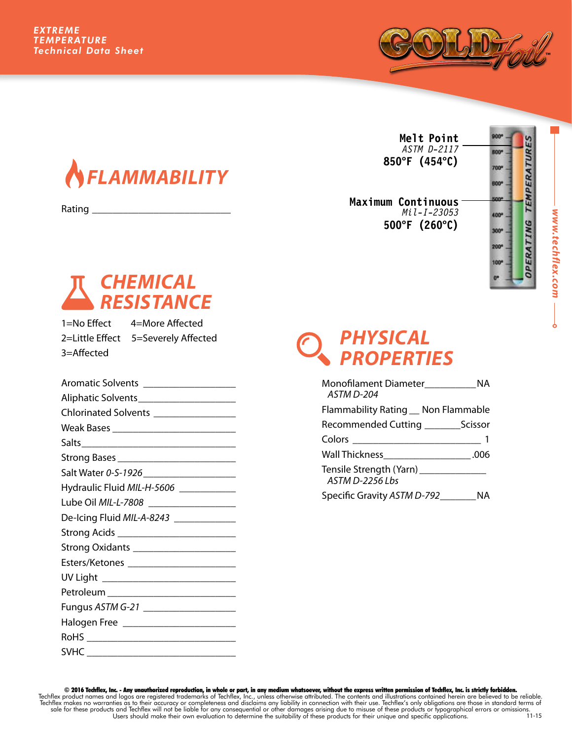EXTREME TEMPERATURE Technical Data Sheet

GOLDFoil™

## FLAMMABILITY

Rating ____________________________

Melt Point
*ASTM D-2117*
**850°F (454°C)**

Maximum Continuous
*Mil-I-23053*
**500°F (260°C)**

900°
800°
700°
600°
500°
400°
300°
200°
100°
0°
OPERATING TEMPERATURES

www.techflex.com

## CHEMICAL RESISTANCE

1=No Effect 4=More Affected
2=Little Effect 5=Severely Affected
3=Affected

Aromatic Solvents __________________
Aliphatic Solvents__________________
Chlorinated Solvents ________________
Weak Bases _______________________
Salts______________________________
Strong Bases ______________________
Salt Water *0-S-1926*_________________
Hydraulic Fluid *MIL-H-5606* ___________
Lube Oil *MIL-L-7808* ________________
De-Icing Fluid *MIL-A-8243* ____________
Strong Acids _______________________
Strong Oxidants ____________________
Esters/Ketones _____________________
UV Light _________________________
Petroleum ________________________
Fungus *ASTM G-21* _________________
Halogen Free ______________________
RoHS ____________________________
SVHC ____________________________

## PHYSICAL PROPERTIES

Monofilament Diameter__________NA
*ASTM D-204*
Flammability Rating __ Non Flammable
Recommended Cutting _______Scissor
Colors _________________________ 1
Wall Thickness__________________.006
Tensile Strength (Yarn) _____________
*ASTM D-2256 Lbs*
Specific Gravity *ASTM D-792*_______NA

**© 2016 Techflex, Inc. - Any unauthorized reproduction, in whole or part, in any medium whatsoever, without the express written permission of Techflex, Inc. is strictly forbidden.**
Techflex product names and logos are registered trademarks of Techflex, Inc., unless otherwise attributed. The contents and illustrations contained herein are believed to be reliable. Techflex makes no warranties as to their accuracy or completeness and disclaims any liability in connection with their use. Techflex's only obligations are those in standard terms of sale for these products and Techflex will not be liable for any consequential or other damages arising due to misuse of these products or typographical errors or omissions. Users should make their own evaluation to determine the suitability of these products for their unique and specific applications. 11-15